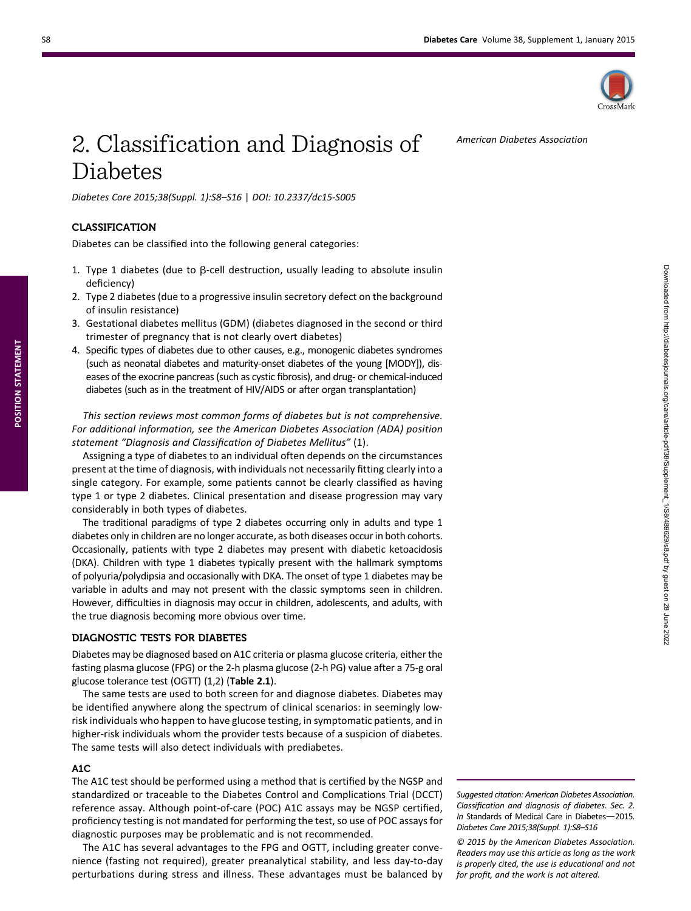# 2. Classification and Diagnosis of Diabetes

American Diabetes Association

*Diabetes Care 2015;38(Suppl. 1):S8–S16 | DOI: 10.2337/dc15-S005*

## CLASSIFICATION

Diabetes can be classified into the following general categories:

1. Type 1 diabetes (due to β-cell destruction, usually leading to absolute insulin deficiency)
2. Type 2 diabetes (due to a progressive insulin secretory defect on the background of insulin resistance)
3. Gestational diabetes mellitus (GDM) (diabetes diagnosed in the second or third trimester of pregnancy that is not clearly overt diabetes)
4. Specific types of diabetes due to other causes, e.g., monogenic diabetes syndromes (such as neonatal diabetes and maturity-onset diabetes of the young [MODY]), diseases of the exocrine pancreas (such as cystic fibrosis), and drug- or chemical-induced diabetes (such as in the treatment of HIV/AIDS or after organ transplantation)

*This section reviews most common forms of diabetes but is not comprehensive. For additional information, see the American Diabetes Association (ADA) position statement "Diagnosis and Classification of Diabetes Mellitus"* (1).

Assigning a type of diabetes to an individual often depends on the circumstances present at the time of diagnosis, with individuals not necessarily fitting clearly into a single category. For example, some patients cannot be clearly classified as having type 1 or type 2 diabetes. Clinical presentation and disease progression may vary considerably in both types of diabetes.

The traditional paradigms of type 2 diabetes occurring only in adults and type 1 diabetes only in children are no longer accurate, as both diseases occur in both cohorts. Occasionally, patients with type 2 diabetes may present with diabetic ketoacidosis (DKA). Children with type 1 diabetes typically present with the hallmark symptoms of polyuria/polydipsia and occasionally with DKA. The onset of type 1 diabetes may be variable in adults and may not present with the classic symptoms seen in children. However, difficulties in diagnosis may occur in children, adolescents, and adults, with the true diagnosis becoming more obvious over time.

## DIAGNOSTIC TESTS FOR DIABETES

Diabetes may be diagnosed based on A1C criteria or plasma glucose criteria, either the fasting plasma glucose (FPG) or the 2-h plasma glucose (2-h PG) value after a 75-g oral glucose tolerance test (OGTT) (1,2) (**Table 2.1**).

The same tests are used to both screen for and diagnose diabetes. Diabetes may be identified anywhere along the spectrum of clinical scenarios: in seemingly low-risk individuals who happen to have glucose testing, in symptomatic patients, and in higher-risk individuals whom the provider tests because of a suspicion of diabetes. The same tests will also detect individuals with prediabetes.

### A1C

The A1C test should be performed using a method that is certified by the NGSP and standardized or traceable to the Diabetes Control and Complications Trial (DCCT) reference assay. Although point-of-care (POC) A1C assays may be NGSP certified, proficiency testing is not mandated for performing the test, so use of POC assays for diagnostic purposes may be problematic and is not recommended.

The A1C has several advantages to the FPG and OGTT, including greater convenience (fasting not required), greater preanalytical stability, and less day-to-day perturbations during stress and illness. These advantages must be balanced by

*Suggested citation: American Diabetes Association. Classification and diagnosis of diabetes. Sec. 2. In* Standards of Medical Care in Diabetes—2015. *Diabetes Care 2015;38(Suppl. 1):S8–S16*

*© 2015 by the American Diabetes Association. Readers may use this article as long as the work is properly cited, the use is educational and not for profit, and the work is not altered.*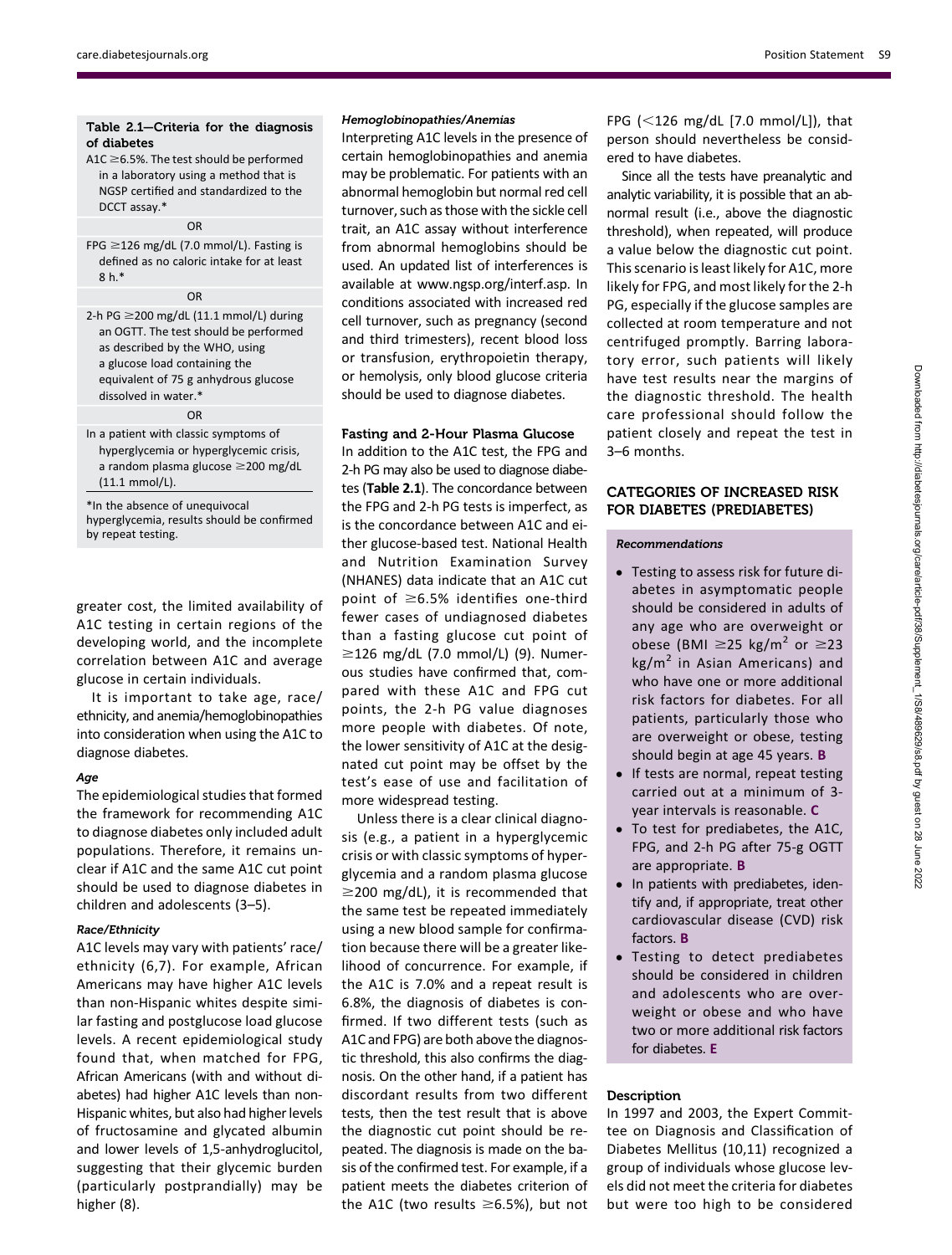**Table 2.1—Criteria for the diagnosis of diabetes**

| |
|---|
| A1C ≥6.5%. The test should be performed in a laboratory using a method that is NGSP certified and standardized to the DCCT assay.* |
| OR |
| FPG ≥126 mg/dL (7.0 mmol/L). Fasting is defined as no caloric intake for at least 8 h.* |
| OR |
| 2-h PG ≥200 mg/dL (11.1 mmol/L) during an OGTT. The test should be performed as described by the WHO, using a glucose load containing the equivalent of 75 g anhydrous glucose dissolved in water.* |
| OR |
| In a patient with classic symptoms of hyperglycemia or hyperglycemic crisis, a random plasma glucose ≥200 mg/dL (11.1 mmol/L). |

*In the absence of unequivocal hyperglycemia, results should be confirmed by repeat testing.

greater cost, the limited availability of A1C testing in certain regions of the developing world, and the incomplete correlation between A1C and average glucose in certain individuals.

It is important to take age, race/ethnicity, and anemia/hemoglobinopathies into consideration when using the A1C to diagnose diabetes.

#### *Age*

The epidemiological studies that formed the framework for recommending A1C to diagnose diabetes only included adult populations. Therefore, it remains unclear if A1C and the same A1C cut point should be used to diagnose diabetes in children and adolescents (3–5).

#### *Race/Ethnicity*

A1C levels may vary with patients' race/ethnicity (6,7). For example, African Americans may have higher A1C levels than non-Hispanic whites despite similar fasting and postglucose load glucose levels. A recent epidemiological study found that, when matched for FPG, African Americans (with and without diabetes) had higher A1C levels than non-Hispanic whites, but also had higher levels of fructosamine and glycated albumin and lower levels of 1,5-anhydroglucitol, suggesting that their glycemic burden (particularly postprandially) may be higher (8).

#### *Hemoglobinopathies/Anemias*

Interpreting A1C levels in the presence of certain hemoglobinopathies and anemia may be problematic. For patients with an abnormal hemoglobin but normal red cell turnover, such as those with the sickle cell trait, an A1C assay without interference from abnormal hemoglobins should be used. An updated list of interferences is available at www.ngsp.org/interf.asp. In conditions associated with increased red cell turnover, such as pregnancy (second and third trimesters), recent blood loss or transfusion, erythropoietin therapy, or hemolysis, only blood glucose criteria should be used to diagnose diabetes.

### Fasting and 2-Hour Plasma Glucose

In addition to the A1C test, the FPG and 2-h PG may also be used to diagnose diabetes (**Table 2.1**). The concordance between the FPG and 2-h PG tests is imperfect, as is the concordance between A1C and either glucose-based test. National Health and Nutrition Examination Survey (NHANES) data indicate that an A1C cut point of ≥6.5% identifies one-third fewer cases of undiagnosed diabetes than a fasting glucose cut point of ≥126 mg/dL (7.0 mmol/L) (9). Numerous studies have confirmed that, compared with these A1C and FPG cut points, the 2-h PG value diagnoses more people with diabetes. Of note, the lower sensitivity of A1C at the designated cut point may be offset by the test's ease of use and facilitation of more widespread testing.

Unless there is a clear clinical diagnosis (e.g., a patient in a hyperglycemic crisis or with classic symptoms of hyperglycemia and a random plasma glucose ≥200 mg/dL), it is recommended that the same test be repeated immediately using a new blood sample for confirmation because there will be a greater likelihood of concurrence. For example, if the A1C is 7.0% and a repeat result is 6.8%, the diagnosis of diabetes is confirmed. If two different tests (such as A1C and FPG) are both above the diagnostic threshold, this also confirms the diagnosis. On the other hand, if a patient has discordant results from two different tests, then the test result that is above the diagnostic cut point should be repeated. The diagnosis is made on the basis of the confirmed test. For example, if a patient meets the diabetes criterion of the A1C (two results ≥6.5%), but not FPG (<126 mg/dL [7.0 mmol/L]), that person should nevertheless be considered to have diabetes.

Since all the tests have preanalytic and analytic variability, it is possible that an abnormal result (i.e., above the diagnostic threshold), when repeated, will produce a value below the diagnostic cut point. This scenario is least likely for A1C, more likely for FPG, and most likely for the 2-h PG, especially if the glucose samples are collected at room temperature and not centrifuged promptly. Barring laboratory error, such patients will likely have test results near the margins of the diagnostic threshold. The health care professional should follow the patient closely and repeat the test in 3–6 months.

## CATEGORIES OF INCREASED RISK FOR DIABETES (PREDIABETES)

#### *Recommendations*

- Testing to assess risk for future diabetes in asymptomatic people should be considered in adults of any age who are overweight or obese (BMI ≥25 kg/m$^2$ or ≥23 kg/m$^2$ in Asian Americans) and who have one or more additional risk factors for diabetes. For all patients, particularly those who are overweight or obese, testing should begin at age 45 years. **B**
- If tests are normal, repeat testing carried out at a minimum of 3-year intervals is reasonable. **C**
- To test for prediabetes, the A1C, FPG, and 2-h PG after 75-g OGTT are appropriate. **B**
- In patients with prediabetes, identify and, if appropriate, treat other cardiovascular disease (CVD) risk factors. **B**
- Testing to detect prediabetes should be considered in children and adolescents who are overweight or obese and who have two or more additional risk factors for diabetes. **E**

### Description

In 1997 and 2003, the Expert Committee on Diagnosis and Classification of Diabetes Mellitus (10,11) recognized a group of individuals whose glucose levels did not meet the criteria for diabetes but were too high to be considered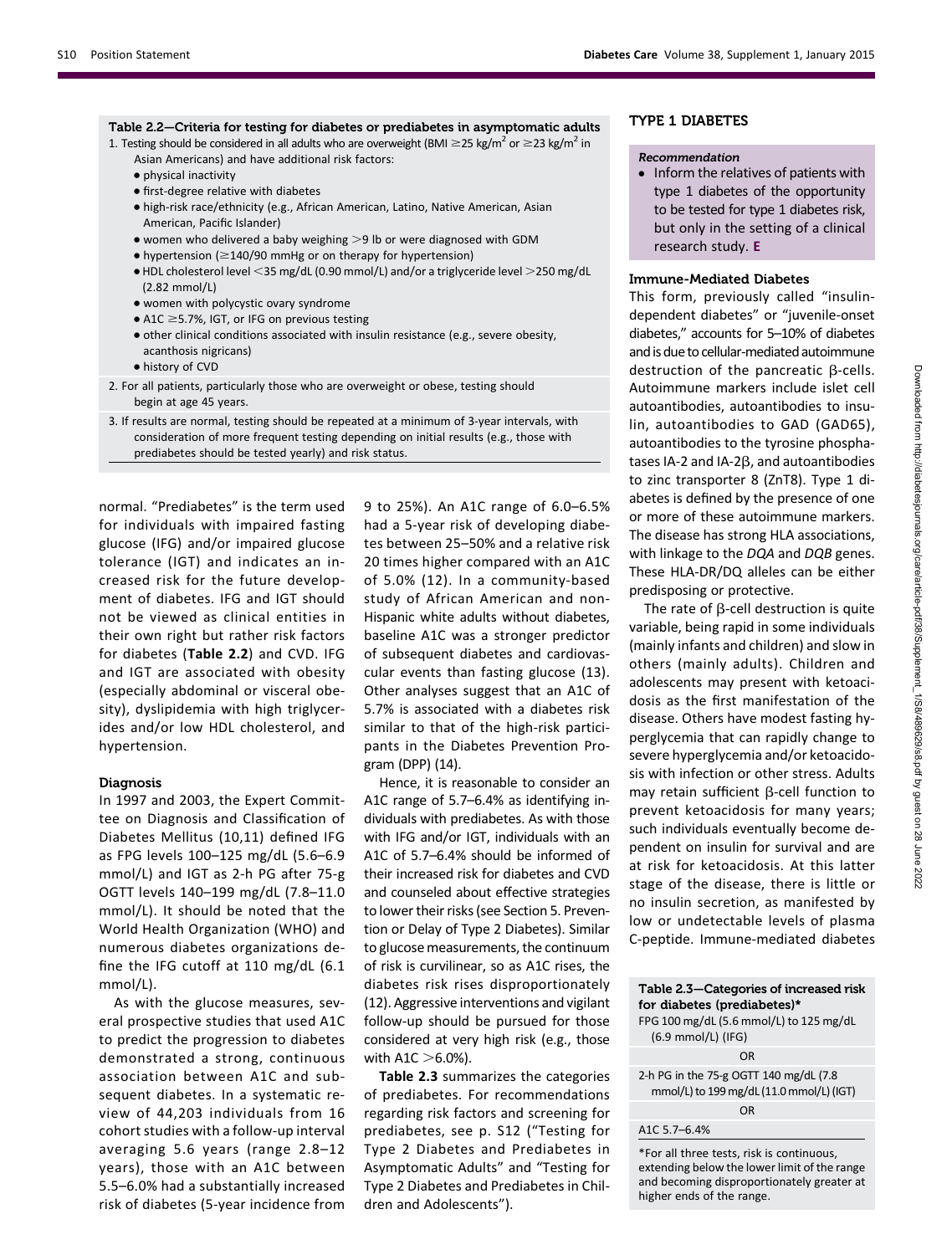**Table 2.2—Criteria for testing for diabetes or prediabetes in asymptomatic adults**

1. Testing should be considered in all adults who are overweight (BMI ≥25 kg/m$^2$ or ≥23 kg/m$^2$ in Asian Americans) and have additional risk factors:
   - physical inactivity
   - first-degree relative with diabetes
   - high-risk race/ethnicity (e.g., African American, Latino, Native American, Asian American, Pacific Islander)
   - women who delivered a baby weighing >9 lb or were diagnosed with GDM
   - hypertension (≥140/90 mmHg or on therapy for hypertension)
   - HDL cholesterol level <35 mg/dL (0.90 mmol/L) and/or a triglyceride level >250 mg/dL (2.82 mmol/L)
   - women with polycystic ovary syndrome
   - A1C ≥5.7%, IGT, or IFG on previous testing
   - other clinical conditions associated with insulin resistance (e.g., severe obesity, acanthosis nigricans)
   - history of CVD
2. For all patients, particularly those who are overweight or obese, testing should begin at age 45 years.
3. If results are normal, testing should be repeated at a minimum of 3-year intervals, with consideration of more frequent testing depending on initial results (e.g., those with prediabetes should be tested yearly) and risk status.

normal. "Prediabetes" is the term used for individuals with impaired fasting glucose (IFG) and/or impaired glucose tolerance (IGT) and indicates an increased risk for the future development of diabetes. IFG and IGT should not be viewed as clinical entities in their own right but rather risk factors for diabetes (**Table 2.2**) and CVD. IFG and IGT are associated with obesity (especially abdominal or visceral obesity), dyslipidemia with high triglycerides and/or low HDL cholesterol, and hypertension.

#### Diagnosis

In 1997 and 2003, the Expert Committee on Diagnosis and Classification of Diabetes Mellitus (10,11) defined IFG as FPG levels 100–125 mg/dL (5.6–6.9 mmol/L) and IGT as 2-h PG after 75-g OGTT levels 140–199 mg/dL (7.8–11.0 mmol/L). It should be noted that the World Health Organization (WHO) and numerous diabetes organizations define the IFG cutoff at 110 mg/dL (6.1 mmol/L).

As with the glucose measures, several prospective studies that used A1C to predict the progression to diabetes demonstrated a strong, continuous association between A1C and subsequent diabetes. In a systematic review of 44,203 individuals from 16 cohort studies with a follow-up interval averaging 5.6 years (range 2.8–12 years), those with an A1C between 5.5–6.0% had a substantially increased risk of diabetes (5-year incidence from 9 to 25%). An A1C range of 6.0–6.5% had a 5-year risk of developing diabetes between 25–50% and a relative risk 20 times higher compared with an A1C of 5.0% (12). In a community-based study of African American and non-Hispanic white adults without diabetes, baseline A1C was a stronger predictor of subsequent diabetes and cardiovascular events than fasting glucose (13). Other analyses suggest that an A1C of 5.7% is associated with a diabetes risk similar to that of the high-risk participants in the Diabetes Prevention Program (DPP) (14).

Hence, it is reasonable to consider an A1C range of 5.7–6.4% as identifying individuals with prediabetes. As with those with IFG and/or IGT, individuals with an A1C of 5.7–6.4% should be informed of their increased risk for diabetes and CVD and counseled about effective strategies to lower their risks (see Section 5. Prevention or Delay of Type 2 Diabetes). Similar to glucose measurements, the continuum of risk is curvilinear, so as A1C rises, the diabetes risk rises disproportionately (12). Aggressive interventions and vigilant follow-up should be pursued for those considered at very high risk (e.g., those with A1C >6.0%).

**Table 2.3** summarizes the categories of prediabetes. For recommendations regarding risk factors and screening for prediabetes, see p. S12 ("Testing for Type 2 Diabetes and Prediabetes in Asymptomatic Adults" and "Testing for Type 2 Diabetes and Prediabetes in Children and Adolescents").

## TYPE 1 DIABETES

*Recommendation*

- Inform the relatives of patients with type 1 diabetes of the opportunity to be tested for type 1 diabetes risk, but only in the setting of a clinical research study. **E**

#### Immune-Mediated Diabetes

This form, previously called "insulin-dependent diabetes" or "juvenile-onset diabetes," accounts for 5–10% of diabetes and is due to cellular-mediated autoimmune destruction of the pancreatic β-cells. Autoimmune markers include islet cell autoantibodies, autoantibodies to insulin, autoantibodies to GAD (GAD65), autoantibodies to the tyrosine phosphatases IA-2 and IA-2β, and autoantibodies to zinc transporter 8 (ZnT8). Type 1 diabetes is defined by the presence of one or more of these autoimmune markers. The disease has strong HLA associations, with linkage to the *DQA* and *DQB* genes. These HLA-DR/DQ alleles can be either predisposing or protective.

The rate of β-cell destruction is quite variable, being rapid in some individuals (mainly infants and children) and slow in others (mainly adults). Children and adolescents may present with ketoacidosis as the first manifestation of the disease. Others have modest fasting hyperglycemia that can rapidly change to severe hyperglycemia and/or ketoacidosis with infection or other stress. Adults may retain sufficient β-cell function to prevent ketoacidosis for many years; such individuals eventually become dependent on insulin for survival and are at risk for ketoacidosis. At this latter stage of the disease, there is little or no insulin secretion, as manifested by low or undetectable levels of plasma C-peptide. Immune-mediated diabetes

**Table 2.3—Categories of increased risk for diabetes (prediabetes)***

| |
|---|
| FPG 100 mg/dL (5.6 mmol/L) to 125 mg/dL (6.9 mmol/L) (IFG) |
| OR |
| 2-h PG in the 75-g OGTT 140 mg/dL (7.8 mmol/L) to 199 mg/dL (11.0 mmol/L) (IGT) |
| OR |
| A1C 5.7–6.4% |

*For all three tests, risk is continuous, extending below the lower limit of the range and becoming disproportionately greater at higher ends of the range.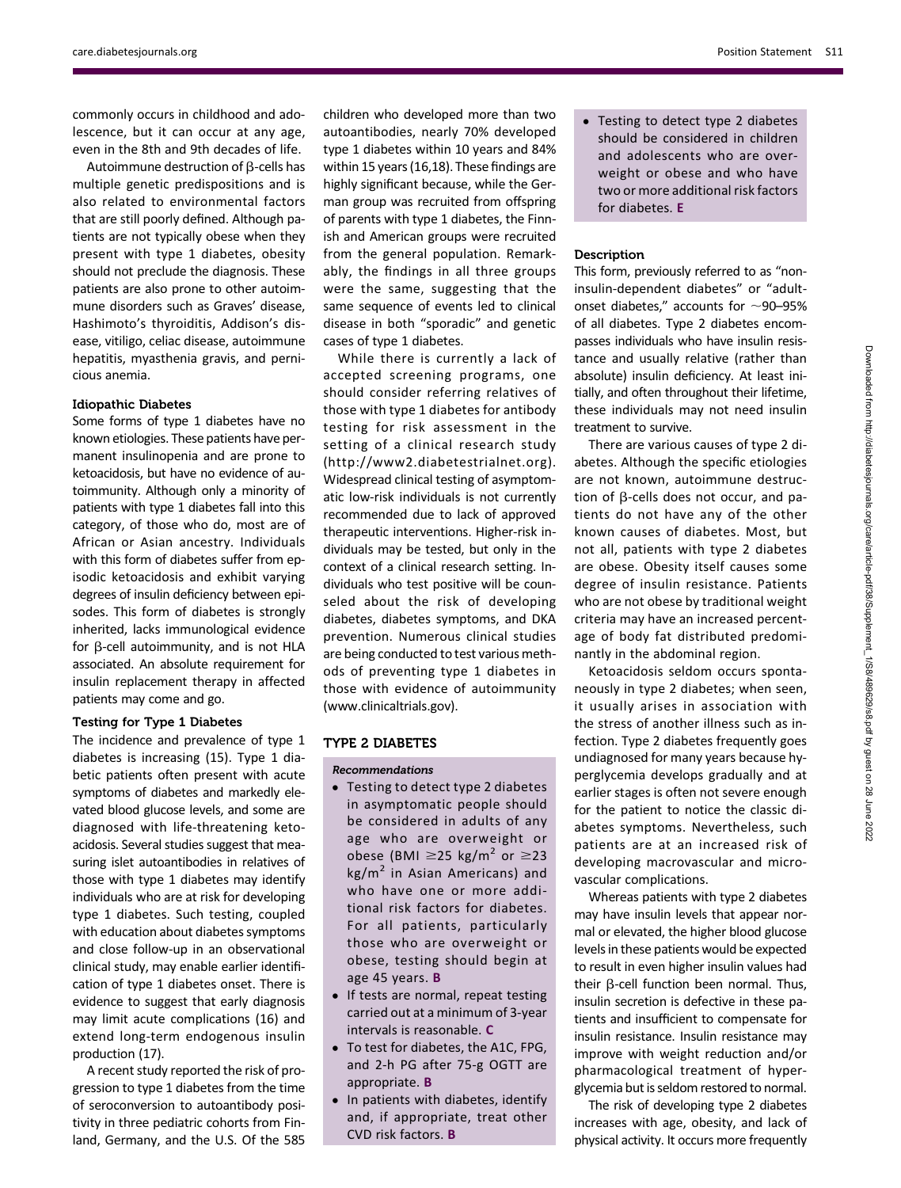commonly occurs in childhood and adolescence, but it can occur at any age, even in the 8th and 9th decades of life.

Autoimmune destruction of β-cells has multiple genetic predispositions and is also related to environmental factors that are still poorly defined. Although patients are not typically obese when they present with type 1 diabetes, obesity should not preclude the diagnosis. These patients are also prone to other autoimmune disorders such as Graves' disease, Hashimoto's thyroiditis, Addison's disease, vitiligo, celiac disease, autoimmune hepatitis, myasthenia gravis, and pernicious anemia.

### Idiopathic Diabetes

Some forms of type 1 diabetes have no known etiologies. These patients have permanent insulinopenia and are prone to ketoacidosis, but have no evidence of autoimmunity. Although only a minority of patients with type 1 diabetes fall into this category, of those who do, most are of African or Asian ancestry. Individuals with this form of diabetes suffer from episodic ketoacidosis and exhibit varying degrees of insulin deficiency between episodes. This form of diabetes is strongly inherited, lacks immunological evidence for β-cell autoimmunity, and is not HLA associated. An absolute requirement for insulin replacement therapy in affected patients may come and go.

### Testing for Type 1 Diabetes

The incidence and prevalence of type 1 diabetes is increasing (15). Type 1 diabetic patients often present with acute symptoms of diabetes and markedly elevated blood glucose levels, and some are diagnosed with life-threatening ketoacidosis. Several studies suggest that measuring islet autoantibodies in relatives of those with type 1 diabetes may identify individuals who are at risk for developing type 1 diabetes. Such testing, coupled with education about diabetes symptoms and close follow-up in an observational clinical study, may enable earlier identification of type 1 diabetes onset. There is evidence to suggest that early diagnosis may limit acute complications (16) and extend long-term endogenous insulin production (17).

A recent study reported the risk of progression to type 1 diabetes from the time of seroconversion to autoantibody positivity in three pediatric cohorts from Finland, Germany, and the U.S. Of the 585 children who developed more than two autoantibodies, nearly 70% developed type 1 diabetes within 10 years and 84% within 15 years (16,18). These findings are highly significant because, while the German group was recruited from offspring of parents with type 1 diabetes, the Finnish and American groups were recruited from the general population. Remarkably, the findings in all three groups were the same, suggesting that the same sequence of events led to clinical disease in both "sporadic" and genetic cases of type 1 diabetes.

While there is currently a lack of accepted screening programs, one should consider referring relatives of those with type 1 diabetes for antibody testing for risk assessment in the setting of a clinical research study (http://www2.diabetestrialnet.org). Widespread clinical testing of asymptomatic low-risk individuals is not currently recommended due to lack of approved therapeutic interventions. Higher-risk individuals may be tested, but only in the context of a clinical research setting. Individuals who test positive will be counseled about the risk of developing diabetes, diabetes symptoms, and DKA prevention. Numerous clinical studies are being conducted to test various methods of preventing type 1 diabetes in those with evidence of autoimmunity (www.clinicaltrials.gov).

## TYPE 2 DIABETES

*Recommendations*

- Testing to detect type 2 diabetes in asymptomatic people should be considered in adults of any age who are overweight or obese (BMI $\geq$25 kg/m$^2$ or $\geq$23 kg/m$^2$ in Asian Americans) and who have one or more additional risk factors for diabetes. For all patients, particularly those who are overweight or obese, testing should begin at age 45 years. **B**
- If tests are normal, repeat testing carried out at a minimum of 3-year intervals is reasonable. **C**
- To test for diabetes, the A1C, FPG, and 2-h PG after 75-g OGTT are appropriate. **B**
- In patients with diabetes, identify and, if appropriate, treat other CVD risk factors. **B**
- Testing to detect type 2 diabetes should be considered in children and adolescents who are overweight or obese and who have two or more additional risk factors for diabetes. **E**

### Description

This form, previously referred to as "noninsulin-dependent diabetes" or "adult-onset diabetes," accounts for ~90–95% of all diabetes. Type 2 diabetes encompasses individuals who have insulin resistance and usually relative (rather than absolute) insulin deficiency. At least initially, and often throughout their lifetime, these individuals may not need insulin treatment to survive.

There are various causes of type 2 diabetes. Although the specific etiologies are not known, autoimmune destruction of β-cells does not occur, and patients do not have any of the other known causes of diabetes. Most, but not all, patients with type 2 diabetes are obese. Obesity itself causes some degree of insulin resistance. Patients who are not obese by traditional weight criteria may have an increased percentage of body fat distributed predominantly in the abdominal region.

Ketoacidosis seldom occurs spontaneously in type 2 diabetes; when seen, it usually arises in association with the stress of another illness such as infection. Type 2 diabetes frequently goes undiagnosed for many years because hyperglycemia develops gradually and at earlier stages is often not severe enough for the patient to notice the classic diabetes symptoms. Nevertheless, such patients are at an increased risk of developing macrovascular and microvascular complications.

Whereas patients with type 2 diabetes may have insulin levels that appear normal or elevated, the higher blood glucose levels in these patients would be expected to result in even higher insulin values had their β-cell function been normal. Thus, insulin secretion is defective in these patients and insufficient to compensate for insulin resistance. Insulin resistance may improve with weight reduction and/or pharmacological treatment of hyperglycemia but is seldom restored to normal.

The risk of developing type 2 diabetes increases with age, obesity, and lack of physical activity. It occurs more frequently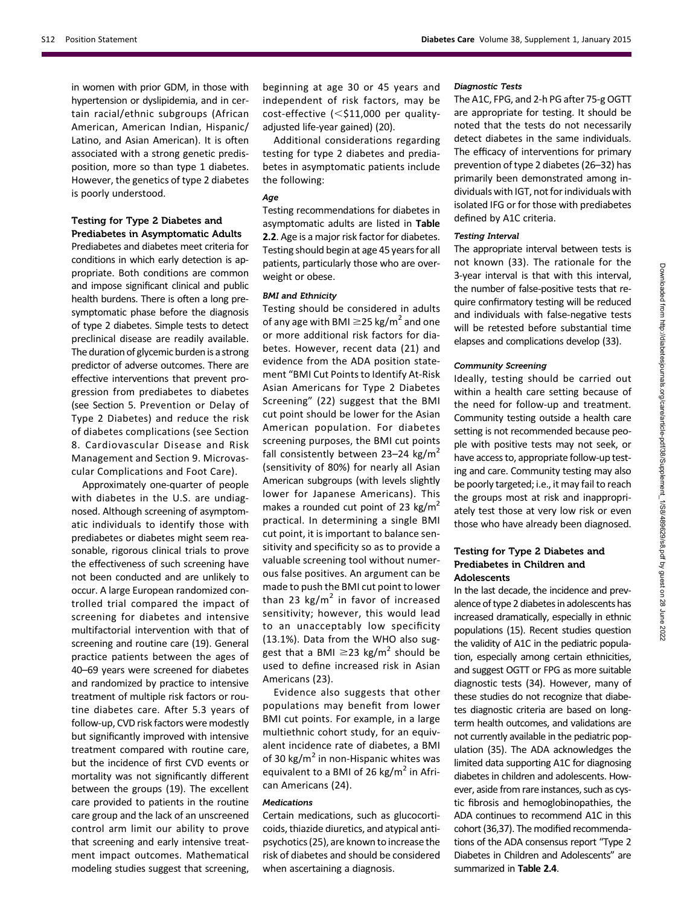in women with prior GDM, in those with hypertension or dyslipidemia, and in certain racial/ethnic subgroups (African American, American Indian, Hispanic/Latino, and Asian American). It is often associated with a strong genetic predisposition, more so than type 1 diabetes. However, the genetics of type 2 diabetes is poorly understood.

### Testing for Type 2 Diabetes and Prediabetes in Asymptomatic Adults

Prediabetes and diabetes meet criteria for conditions in which early detection is appropriate. Both conditions are common and impose significant clinical and public health burdens. There is often a long presymptomatic phase before the diagnosis of type 2 diabetes. Simple tests to detect preclinical disease are readily available. The duration of glycemic burden is a strong predictor of adverse outcomes. There are effective interventions that prevent progression from prediabetes to diabetes (see Section 5. Prevention or Delay of Type 2 Diabetes) and reduce the risk of diabetes complications (see Section 8. Cardiovascular Disease and Risk Management and Section 9. Microvascular Complications and Foot Care).

Approximately one-quarter of people with diabetes in the U.S. are undiagnosed. Although screening of asymptomatic individuals to identify those with prediabetes or diabetes might seem reasonable, rigorous clinical trials to prove the effectiveness of such screening have not been conducted and are unlikely to occur. A large European randomized controlled trial compared the impact of screening for diabetes and intensive multifactorial intervention with that of screening and routine care (19). General practice patients between the ages of 40–69 years were screened for diabetes and randomized by practice to intensive treatment of multiple risk factors or routine diabetes care. After 5.3 years of follow-up, CVD risk factors were modestly but significantly improved with intensive treatment compared with routine care, but the incidence of first CVD events or mortality was not significantly different between the groups (19). The excellent care provided to patients in the routine care group and the lack of an unscreened control arm limit our ability to prove that screening and early intensive treatment impact outcomes. Mathematical modeling studies suggest that screening, beginning at age 30 or 45 years and independent of risk factors, may be cost-effective (<$11,000 per quality-adjusted life-year gained) (20).

Additional considerations regarding testing for type 2 diabetes and prediabetes in asymptomatic patients include the following:

#### *Age*

Testing recommendations for diabetes in asymptomatic adults are listed in **Table 2.2**. Age is a major risk factor for diabetes. Testing should begin at age 45 years for all patients, particularly those who are overweight or obese.

#### *BMI and Ethnicity*

Testing should be considered in adults of any age with BMI $\geq$25 kg/m$^2$ and one or more additional risk factors for diabetes. However, recent data (21) and evidence from the ADA position statement "BMI Cut Points to Identify At-Risk Asian Americans for Type 2 Diabetes Screening" (22) suggest that the BMI cut point should be lower for the Asian American population. For diabetes screening purposes, the BMI cut points fall consistently between 23–24 kg/m$^2$ (sensitivity of 80%) for nearly all Asian American subgroups (with levels slightly lower for Japanese Americans). This makes a rounded cut point of 23 kg/m$^2$ practical. In determining a single BMI cut point, it is important to balance sensitivity and specificity so as to provide a valuable screening tool without numerous false positives. An argument can be made to push the BMI cut point to lower than 23 kg/m$^2$ in favor of increased sensitivity; however, this would lead to an unacceptably low specificity (13.1%). Data from the WHO also suggest that a BMI $\geq$23 kg/m$^2$ should be used to define increased risk in Asian Americans (23).

Evidence also suggests that other populations may benefit from lower BMI cut points. For example, in a large multiethnic cohort study, for an equivalent incidence rate of diabetes, a BMI of 30 kg/m$^2$ in non-Hispanic whites was equivalent to a BMI of 26 kg/m$^2$ in African Americans (24).

#### *Medications*

Certain medications, such as glucocorticoids, thiazide diuretics, and atypical antipsychotics (25), are known to increase the risk of diabetes and should be considered when ascertaining a diagnosis.

#### *Diagnostic Tests*

The A1C, FPG, and 2-h PG after 75-g OGTT are appropriate for testing. It should be noted that the tests do not necessarily detect diabetes in the same individuals. The efficacy of interventions for primary prevention of type 2 diabetes (26–32) has primarily been demonstrated among individuals with IGT, not for individuals with isolated IFG or for those with prediabetes defined by A1C criteria.

#### *Testing Interval*

The appropriate interval between tests is not known (33). The rationale for the 3-year interval is that with this interval, the number of false-positive tests that require confirmatory testing will be reduced and individuals with false-negative tests will be retested before substantial time elapses and complications develop (33).

#### *Community Screening*

Ideally, testing should be carried out within a health care setting because of the need for follow-up and treatment. Community testing outside a health care setting is not recommended because people with positive tests may not seek, or have access to, appropriate follow-up testing and care. Community testing may also be poorly targeted; i.e., it may fail to reach the groups most at risk and inappropriately test those at very low risk or even those who have already been diagnosed.

### Testing for Type 2 Diabetes and Prediabetes in Children and Adolescents

In the last decade, the incidence and prevalence of type 2 diabetes in adolescents has increased dramatically, especially in ethnic populations (15). Recent studies question the validity of A1C in the pediatric population, especially among certain ethnicities, and suggest OGTT or FPG as more suitable diagnostic tests (34). However, many of these studies do not recognize that diabetes diagnostic criteria are based on long-term health outcomes, and validations are not currently available in the pediatric population (35). The ADA acknowledges the limited data supporting A1C for diagnosing diabetes in children and adolescents. However, aside from rare instances, such as cystic fibrosis and hemoglobinopathies, the ADA continues to recommend A1C in this cohort (36,37). The modified recommendations of the ADA consensus report "Type 2 Diabetes in Children and Adolescents" are summarized in **Table 2.4**.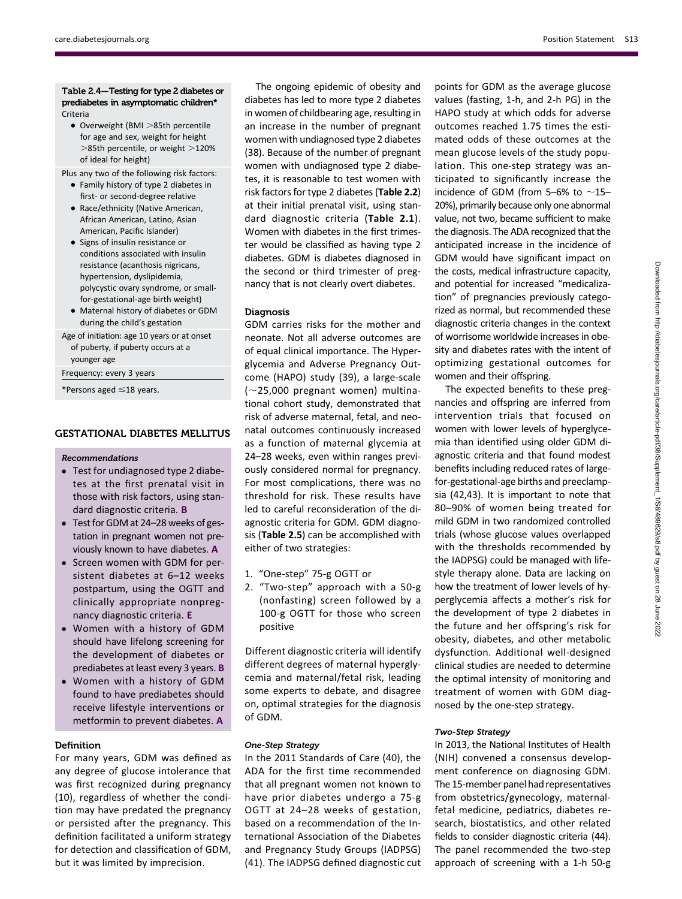**Table 2.4—Testing for type 2 diabetes or prediabetes in asymptomatic children***

Criteria

- Overweight (BMI >85th percentile for age and sex, weight for height >85th percentile, or weight >120% of ideal for height)

Plus any two of the following risk factors:

- Family history of type 2 diabetes in first- or second-degree relative
- Race/ethnicity (Native American, African American, Latino, Asian American, Pacific Islander)
- Signs of insulin resistance or conditions associated with insulin resistance (acanthosis nigricans, hypertension, dyslipidemia, polycystic ovary syndrome, or small-for-gestational-age birth weight)
- Maternal history of diabetes or GDM during the child's gestation

Age of initiation: age 10 years or at onset of puberty, if puberty occurs at a younger age

Frequency: every 3 years

*Persons aged ≤18 years.

## GESTATIONAL DIABETES MELLITUS

***Recommendations***

- Test for undiagnosed type 2 diabetes at the first prenatal visit in those with risk factors, using standard diagnostic criteria. **B**
- Test for GDM at 24–28 weeks of gestation in pregnant women not previously known to have diabetes. **A**
- Screen women with GDM for persistent diabetes at 6–12 weeks postpartum, using the OGTT and clinically appropriate nonpregnancy diagnostic criteria. **E**
- Women with a history of GDM should have lifelong screening for the development of diabetes or prediabetes at least every 3 years. **B**
- Women with a history of GDM found to have prediabetes should receive lifestyle interventions or metformin to prevent diabetes. **A**

### Definition

For many years, GDM was defined as any degree of glucose intolerance that was first recognized during pregnancy (10), regardless of whether the condition may have predated the pregnancy or persisted after the pregnancy. This definition facilitated a uniform strategy for detection and classification of GDM, but it was limited by imprecision.

The ongoing epidemic of obesity and diabetes has led to more type 2 diabetes in women of childbearing age, resulting in an increase in the number of pregnant women with undiagnosed type 2 diabetes (38). Because of the number of pregnant women with undiagnosed type 2 diabetes, it is reasonable to test women with risk factors for type 2 diabetes (**Table 2.2**) at their initial prenatal visit, using standard diagnostic criteria (**Table 2.1**). Women with diabetes in the first trimester would be classified as having type 2 diabetes. GDM is diabetes diagnosed in the second or third trimester of pregnancy that is not clearly overt diabetes.

### Diagnosis

GDM carries risks for the mother and neonate. Not all adverse outcomes are of equal clinical importance. The Hyperglycemia and Adverse Pregnancy Outcome (HAPO) study (39), a large-scale (~25,000 pregnant women) multinational cohort study, demonstrated that risk of adverse maternal, fetal, and neonatal outcomes continuously increased as a function of maternal glycemia at 24–28 weeks, even within ranges previously considered normal for pregnancy. For most complications, there was no threshold for risk. These results have led to careful reconsideration of the diagnostic criteria for GDM. GDM diagnosis (**Table 2.5**) can be accomplished with either of two strategies:

1. "One-step" 75-g OGTT or
2. "Two-step" approach with a 50-g (nonfasting) screen followed by a 100-g OGTT for those who screen positive

Different diagnostic criteria will identify different degrees of maternal hyperglycemia and maternal/fetal risk, leading some experts to debate, and disagree on, optimal strategies for the diagnosis of GDM.

#### *One-Step Strategy*

In the 2011 Standards of Care (40), the ADA for the first time recommended that all pregnant women not known to have prior diabetes undergo a 75-g OGTT at 24–28 weeks of gestation, based on a recommendation of the International Association of the Diabetes and Pregnancy Study Groups (IADPSG) (41). The IADPSG defined diagnostic cut points for GDM as the average glucose values (fasting, 1-h, and 2-h PG) in the HAPO study at which odds for adverse outcomes reached 1.75 times the estimated odds of these outcomes at the mean glucose levels of the study population. This one-step strategy was anticipated to significantly increase the incidence of GDM (from 5–6% to ~15–20%), primarily because only one abnormal value, not two, became sufficient to make the diagnosis. The ADA recognized that the anticipated increase in the incidence of GDM would have significant impact on the costs, medical infrastructure capacity, and potential for increased "medicalization" of pregnancies previously categorized as normal, but recommended these diagnostic criteria changes in the context of worrisome worldwide increases in obesity and diabetes rates with the intent of optimizing gestational outcomes for women and their offspring.

The expected benefits to these pregnancies and offspring are inferred from intervention trials that focused on women with lower levels of hyperglycemia than identified using older GDM diagnostic criteria and that found modest benefits including reduced rates of large-for-gestational-age births and preeclampsia (42,43). It is important to note that 80–90% of women being treated for mild GDM in two randomized controlled trials (whose glucose values overlapped with the thresholds recommended by the IADPSG) could be managed with lifestyle therapy alone. Data are lacking on how the treatment of lower levels of hyperglycemia affects a mother's risk for the development of type 2 diabetes in the future and her offspring's risk for obesity, diabetes, and other metabolic dysfunction. Additional well-designed clinical studies are needed to determine the optimal intensity of monitoring and treatment of women with GDM diagnosed by the one-step strategy.

#### *Two-Step Strategy*

In 2013, the National Institutes of Health (NIH) convened a consensus development conference on diagnosing GDM. The 15-member panel had representatives from obstetrics/gynecology, maternal-fetal medicine, pediatrics, diabetes research, biostatistics, and other related fields to consider diagnostic criteria (44). The panel recommended the two-step approach of screening with a 1-h 50-g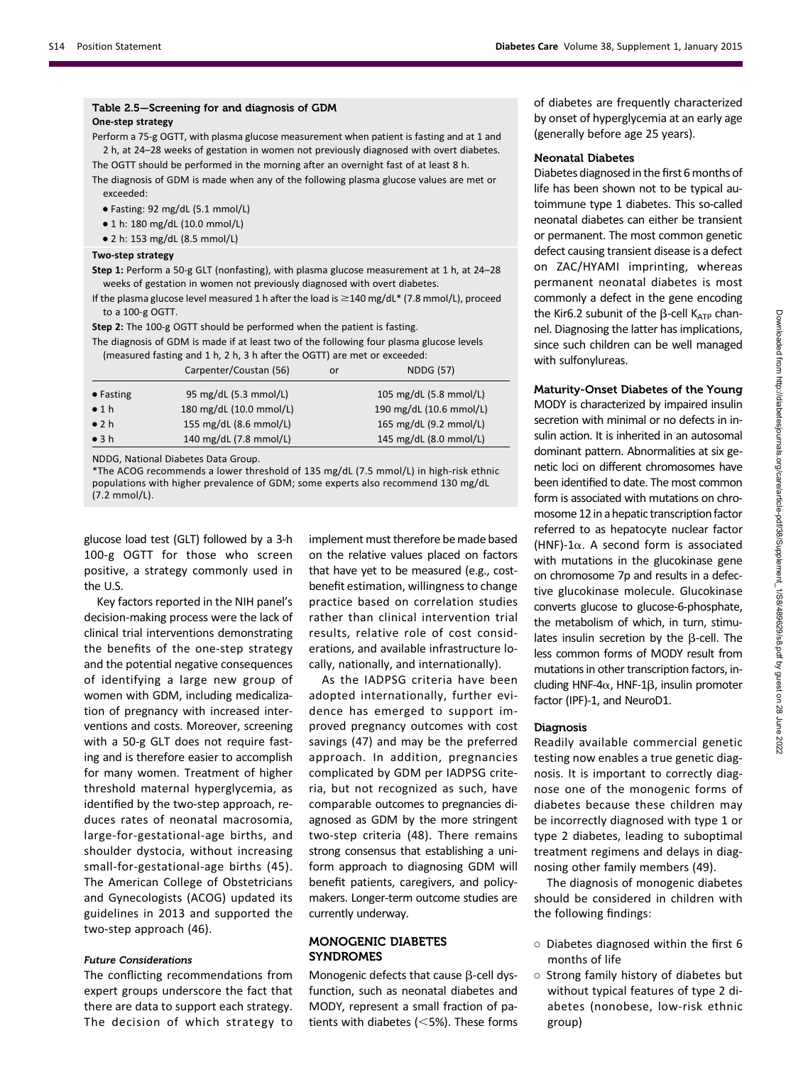**Table 2.5—Screening for and diagnosis of GDM**

**One-step strategy**

Perform a 75-g OGTT, with plasma glucose measurement when patient is fasting and at 1 and 2 h, at 24–28 weeks of gestation in women not previously diagnosed with overt diabetes.

The OGTT should be performed in the morning after an overnight fast of at least 8 h.

The diagnosis of GDM is made when any of the following plasma glucose values are met or exceeded:

- Fasting: 92 mg/dL (5.1 mmol/L)
- 1 h: 180 mg/dL (10.0 mmol/L)
- 2 h: 153 mg/dL (8.5 mmol/L)

**Two-step strategy**

**Step 1:** Perform a 50-g GLT (nonfasting), with plasma glucose measurement at 1 h, at 24–28 weeks of gestation in women not previously diagnosed with overt diabetes.

If the plasma glucose level measured 1 h after the load is ≥140 mg/dL* (7.8 mmol/L), proceed to a 100-g OGTT.

**Step 2:** The 100-g OGTT should be performed when the patient is fasting.

The diagnosis of GDM is made if at least two of the following four plasma glucose levels (measured fasting and 1 h, 2 h, 3 h after the OGTT) are met or exceeded:

| | Carpenter/Coustan (56) | or | NDDG (57) |
|---|---|---|---|
| • Fasting | 95 mg/dL (5.3 mmol/L) | | 105 mg/dL (5.8 mmol/L) |
| • 1 h | 180 mg/dL (10.0 mmol/L) | | 190 mg/dL (10.6 mmol/L) |
| • 2 h | 155 mg/dL (8.6 mmol/L) | | 165 mg/dL (9.2 mmol/L) |
| • 3 h | 140 mg/dL (7.8 mmol/L) | | 145 mg/dL (8.0 mmol/L) |

NDDG, National Diabetes Data Group.

*The ACOG recommends a lower threshold of 135 mg/dL (7.5 mmol/L) in high-risk ethnic populations with higher prevalence of GDM; some experts also recommend 130 mg/dL (7.2 mmol/L).

glucose load test (GLT) followed by a 3-h 100-g OGTT for those who screen positive, a strategy commonly used in the U.S.

Key factors reported in the NIH panel's decision-making process were the lack of clinical trial interventions demonstrating the benefits of the one-step strategy and the potential negative consequences of identifying a large new group of women with GDM, including medicalization of pregnancy with increased interventions and costs. Moreover, screening with a 50-g GLT does not require fasting and is therefore easier to accomplish for many women. Treatment of higher threshold maternal hyperglycemia, as identified by the two-step approach, reduces rates of neonatal macrosomia, large-for-gestational-age births, and shoulder dystocia, without increasing small-for-gestational-age births (45). The American College of Obstetricians and Gynecologists (ACOG) updated its guidelines in 2013 and supported the two-step approach (46).

#### *Future Considerations*

The conflicting recommendations from expert groups underscore the fact that there are data to support each strategy. The decision of which strategy to implement must therefore be made based on the relative values placed on factors that have yet to be measured (e.g., cost-benefit estimation, willingness to change practice based on correlation studies rather than clinical intervention trial results, relative role of cost considerations, and available infrastructure locally, nationally, and internationally).

As the IADPSG criteria have been adopted internationally, further evidence has emerged to support improved pregnancy outcomes with cost savings (47) and may be the preferred approach. In addition, pregnancies complicated by GDM per IADPSG criteria, but not recognized as such, have comparable outcomes to pregnancies diagnosed as GDM by the more stringent two-step criteria (48). There remains strong consensus that establishing a uniform approach to diagnosing GDM will benefit patients, caregivers, and policymakers. Longer-term outcome studies are currently underway.

## MONOGENIC DIABETES SYNDROMES

Monogenic defects that cause β-cell dysfunction, such as neonatal diabetes and MODY, represent a small fraction of patients with diabetes (<5%). These forms of diabetes are frequently characterized by onset of hyperglycemia at an early age (generally before age 25 years).

### Neonatal Diabetes

Diabetes diagnosed in the first 6 months of life has been shown not to be typical autoimmune type 1 diabetes. This so-called neonatal diabetes can either be transient or permanent. The most common genetic defect causing transient disease is a defect on ZAC/HYAMI imprinting, whereas permanent neonatal diabetes is most commonly a defect in the gene encoding the Kir6.2 subunit of the β-cell $K_{ATP}$ channel. Diagnosing the latter has implications, since such children can be well managed with sulfonylureas.

### Maturity-Onset Diabetes of the Young

MODY is characterized by impaired insulin secretion with minimal or no defects in insulin action. It is inherited in an autosomal dominant pattern. Abnormalities at six genetic loci on different chromosomes have been identified to date. The most common form is associated with mutations on chromosome 12 in a hepatic transcription factor referred to as hepatocyte nuclear factor (HNF)-1α. A second form is associated with mutations in the glucokinase gene on chromosome 7p and results in a defective glucokinase molecule. Glucokinase converts glucose to glucose-6-phosphate, the metabolism of which, in turn, stimulates insulin secretion by the β-cell. The less common forms of MODY result from mutations in other transcription factors, including HNF-4α, HNF-1β, insulin promoter factor (IPF)-1, and NeuroD1.

### Diagnosis

Readily available commercial genetic testing now enables a true genetic diagnosis. It is important to correctly diagnose one of the monogenic forms of diabetes because these children may be incorrectly diagnosed with type 1 or type 2 diabetes, leading to suboptimal treatment regimens and delays in diagnosing other family members (49).

The diagnosis of monogenic diabetes should be considered in children with the following findings:

- ○ Diabetes diagnosed within the first 6 months of life
- ○ Strong family history of diabetes but without typical features of type 2 diabetes (nonobese, low-risk ethnic group)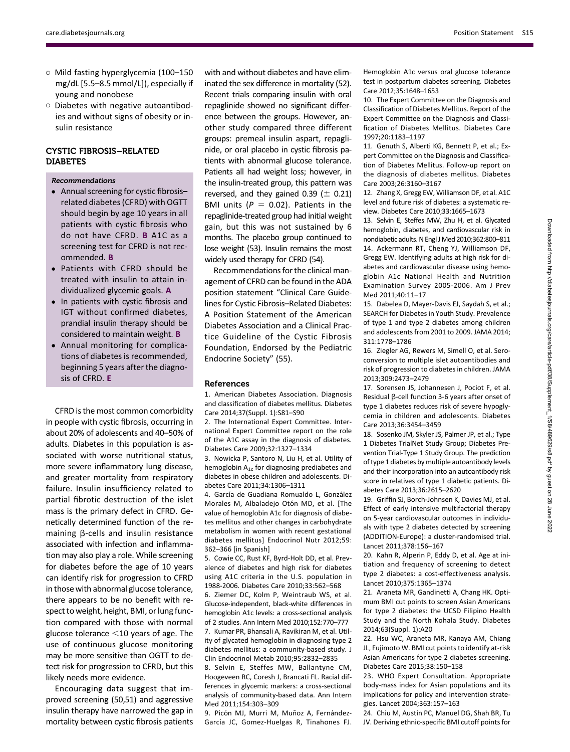- ○ Mild fasting hyperglycemia (100–150 mg/dL [5.5–8.5 mmol/L]), especially if young and nonobese
- ○ Diabetes with negative autoantibodies and without signs of obesity or insulin resistance

## CYSTIC FIBROSIS–RELATED DIABETES

*Recommendations*

- Annual screening for cystic fibrosis–related diabetes (CFRD) with OGTT should begin by age 10 years in all patients with cystic fibrosis who do not have CFRD. **B** A1C as a screening test for CFRD is not recommended. **B**
- Patients with CFRD should be treated with insulin to attain individualized glycemic goals. **A**
- In patients with cystic fibrosis and IGT without confirmed diabetes, prandial insulin therapy should be considered to maintain weight. **B**
- Annual monitoring for complications of diabetes is recommended, beginning 5 years after the diagnosis of CFRD. **E**

CFRD is the most common comorbidity in people with cystic fibrosis, occurring in about 20% of adolescents and 40–50% of adults. Diabetes in this population is associated with worse nutritional status, more severe inflammatory lung disease, and greater mortality from respiratory failure. Insulin insufficiency related to partial fibrotic destruction of the islet mass is the primary defect in CFRD. Genetically determined function of the remaining β-cells and insulin resistance associated with infection and inflammation may also play a role. While screening for diabetes before the age of 10 years can identify risk for progression to CFRD in those with abnormal glucose tolerance, there appears to be no benefit with respect to weight, height, BMI, or lung function compared with those with normal glucose tolerance <10 years of age. The use of continuous glucose monitoring may be more sensitive than OGTT to detect risk for progression to CFRD, but this likely needs more evidence.

Encouraging data suggest that improved screening (50,51) and aggressive insulin therapy have narrowed the gap in mortality between cystic fibrosis patients with and without diabetes and have eliminated the sex difference in mortality (52). Recent trials comparing insulin with oral repaglinide showed no significant difference between the groups. However, another study compared three different groups: premeal insulin aspart, repaglinide, or oral placebo in cystic fibrosis patients with abnormal glucose tolerance. Patients all had weight loss; however, in the insulin-treated group, this pattern was reversed, and they gained 0.39 (± 0.21) BMI units ($P = 0.02$). Patients in the repaglinide-treated group had initial weight gain, but this was not sustained by 6 months. The placebo group continued to lose weight (53). Insulin remains the most widely used therapy for CFRD (54).

Recommendations for the clinical management of CFRD can be found in the ADA position statement "Clinical Care Guidelines for Cystic Fibrosis–Related Diabetes: A Position Statement of the American Diabetes Association and a Clinical Practice Guideline of the Cystic Fibrosis Foundation, Endorsed by the Pediatric Endocrine Society" (55).

## References

1. American Diabetes Association. Diagnosis and classification of diabetes mellitus. Diabetes Care 2014;37(Suppl. 1):S81–S90
2. The International Expert Committee. International Expert Committee report on the role of the A1C assay in the diagnosis of diabetes. Diabetes Care 2009;32:1327–1334
3. Nowicka P, Santoro N, Liu H, et al. Utility of hemoglobin $A_{1c}$ for diagnosing prediabetes and diabetes in obese children and adolescents. Diabetes Care 2011;34:1306–1311
4. García de Guadiana Romualdo L, González Morales M, Albaladejo Otón MD, et al. [The value of hemoglobin A1c for diagnosis of diabetes mellitus and other changes in carbohydrate metabolism in women with recent gestational diabetes mellitus] Endocrinol Nutr 2012;59:362–366 [in Spanish]
5. Cowie CC, Rust KF, Byrd-Holt DD, et al. Prevalence of diabetes and high risk for diabetes using A1C criteria in the U.S. population in 1988-2006. Diabetes Care 2010;33:562–568
6. Ziemer DC, Kolm P, Weintraub WS, et al. Glucose-independent, black-white differences in hemoglobin A1c levels: a cross-sectional analysis of 2 studies. Ann Intern Med 2010;152:770–777
7. Kumar PR, Bhansali A, Ravikiran M, et al. Utility of glycated hemoglobin in diagnosing type 2 diabetes mellitus: a community-based study. J Clin Endocrinol Metab 2010;95:2832–2835
8. Selvin E, Steffes MW, Ballantyne CM, Hoogeveen RC, Coresh J, Brancati FL. Racial differences in glycemic markers: a cross-sectional analysis of community-based data. Ann Intern Med 2011;154:303–309
9. Picón MJ, Murri M, Muñoz A, Fernández-García JC, Gomez-Huelgas R, Tinahones FJ. Hemoglobin A1c versus oral glucose tolerance test in postpartum diabetes screening. Diabetes Care 2012;35:1648–1653
10. The Expert Committee on the Diagnosis and Classification of Diabetes Mellitus. Report of the Expert Committee on the Diagnosis and Classification of Diabetes Mellitus. Diabetes Care 1997;20:1183–1197
11. Genuth S, Alberti KG, Bennett P, et al.; Expert Committee on the Diagnosis and Classification of Diabetes Mellitus. Follow-up report on the diagnosis of diabetes mellitus. Diabetes Care 2003;26:3160–3167
12. Zhang X, Gregg EW, Williamson DF, et al. A1C level and future risk of diabetes: a systematic review. Diabetes Care 2010;33:1665–1673
13. Selvin E, Steffes MW, Zhu H, et al. Glycated hemoglobin, diabetes, and cardiovascular risk in nondiabetic adults. N Engl J Med 2010;362:800–811
14. Ackermann RT, Cheng YJ, Williamson DF, Gregg EW. Identifying adults at high risk for diabetes and cardiovascular disease using hemoglobin A1c National Health and Nutrition Examination Survey 2005-2006. Am J Prev Med 2011;40:11–17
15. Dabelea D, Mayer-Davis EJ, Saydah S, et al.; SEARCH for Diabetes in Youth Study. Prevalence of type 1 and type 2 diabetes among children and adolescents from 2001 to 2009. JAMA 2014;311:1778–1786
16. Ziegler AG, Rewers M, Simell O, et al. Seroconversion to multiple islet autoantibodies and risk of progression to diabetes in children. JAMA 2013;309:2473–2479
17. Sorensen JS, Johannesen J, Pociot F, et al. Residual β-cell function 3-6 years after onset of type 1 diabetes reduces risk of severe hypoglycemia in children and adolescents. Diabetes Care 2013;36:3454–3459
18. Sosenko JM, Skyler JS, Palmer JP, et al.; Type 1 Diabetes TrialNet Study Group; Diabetes Prevention Trial-Type 1 Study Group. The prediction of type 1 diabetes by multiple autoantibody levels and their incorporation into an autoantibody risk score in relatives of type 1 diabetic patients. Diabetes Care 2013;36:2615–2620
19. Griffin SJ, Borch-Johnsen K, Davies MJ, et al. Effect of early intensive multifactorial therapy on 5-year cardiovascular outcomes in individuals with type 2 diabetes detected by screening (ADDITION-Europe): a cluster-randomised trial. Lancet 2011;378:156–167
20. Kahn R, Alperin P, Eddy D, et al. Age at initiation and frequency of screening to detect type 2 diabetes: a cost-effectiveness analysis. Lancet 2010;375:1365–1374
21. Araneta MR, Gandinetti A, Chang HK. Optimum BMI cut points to screen Asian Americans for type 2 diabetes: the UCSD Filipino Health Study and the North Kohala Study. Diabetes 2014;63(Suppl. 1):A20
22. Hsu WC, Araneta MR, Kanaya AM, Chiang JL, Fujimoto W. BMI cut points to identify at-risk Asian Americans for type 2 diabetes screening. Diabetes Care 2015;38:150–158
23. WHO Expert Consultation. Appropriate body-mass index for Asian populations and its implications for policy and intervention strategies. Lancet 2004;363:157–163
24. Chiu M, Austin PC, Manuel DG, Shah BR, Tu JV. Deriving ethnic-specific BMI cutoff points for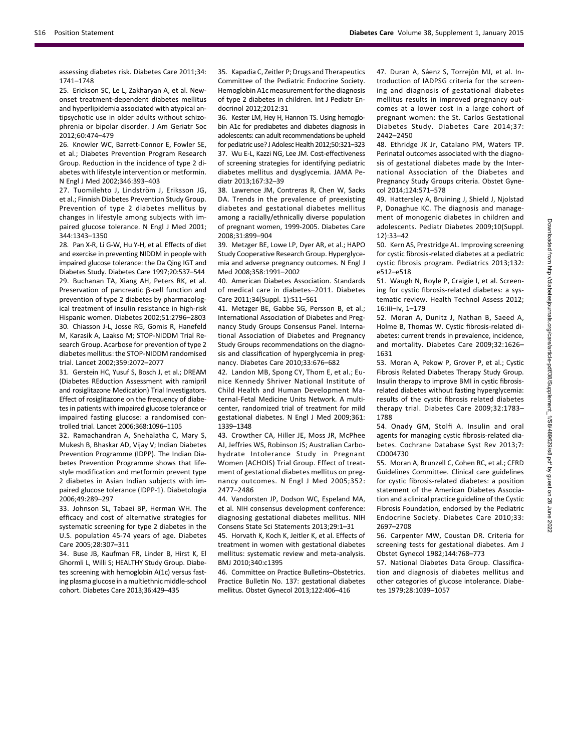assessing diabetes risk. Diabetes Care 2011;34: 1741–1748

25. Erickson SC, Le L, Zakharyan A, et al. New-onset treatment-dependent diabetes mellitus and hyperlipidemia associated with atypical antipsychotic use in older adults without schizophrenia or bipolar disorder. J Am Geriatr Soc 2012;60:474–479

26. Knowler WC, Barrett-Connor E, Fowler SE, et al.; Diabetes Prevention Program Research Group. Reduction in the incidence of type 2 diabetes with lifestyle intervention or metformin. N Engl J Med 2002;346:393–403

27. Tuomilehto J, Lindström J, Eriksson JG, et al.; Finnish Diabetes Prevention Study Group. Prevention of type 2 diabetes mellitus by changes in lifestyle among subjects with impaired glucose tolerance. N Engl J Med 2001; 344:1343–1350

28. Pan X-R, Li G-W, Hu Y-H, et al. Effects of diet and exercise in preventing NIDDM in people with impaired glucose tolerance: the Da Qing IGT and Diabetes Study. Diabetes Care 1997;20:537–544

29. Buchanan TA, Xiang AH, Peters RK, et al. Preservation of pancreatic β-cell function and prevention of type 2 diabetes by pharmacological treatment of insulin resistance in high-risk Hispanic women. Diabetes 2002;51:2796–2803

30. Chiasson J-L, Josse RG, Gomis R, Hanefeld M, Karasik A, Laakso M; STOP-NIDDM Trial Research Group. Acarbose for prevention of type 2 diabetes mellitus: the STOP-NIDDM randomised trial. Lancet 2002;359:2072–2077

31. Gerstein HC, Yusuf S, Bosch J, et al.; DREAM (Diabetes REduction Assessment with ramipril and rosiglitazone Medication) Trial Investigators. Effect of rosiglitazone on the frequency of diabetes in patients with impaired glucose tolerance or impaired fasting glucose: a randomised controlled trial. Lancet 2006;368:1096–1105

32. Ramachandran A, Snehalatha C, Mary S, Mukesh B, Bhaskar AD, Vijay V; Indian Diabetes Prevention Programme (IDPP). The Indian Diabetes Prevention Programme shows that lifestyle modification and metformin prevent type 2 diabetes in Asian Indian subjects with impaired glucose tolerance (IDPP-1). Diabetologia 2006;49:289–297

33. Johnson SL, Tabaei BP, Herman WH. The efficacy and cost of alternative strategies for systematic screening for type 2 diabetes in the U.S. population 45-74 years of age. Diabetes Care 2005;28:307–311

34. Buse JB, Kaufman FR, Linder B, Hirst K, El Ghormli L, Willi S; HEALTHY Study Group. Diabetes screening with hemoglobin A(1c) versus fasting plasma glucose in a multiethnic middle-school cohort. Diabetes Care 2013;36:429–435

35. Kapadia C, Zeitler P; Drugs and Therapeutics Committee of the Pediatric Endocrine Society. Hemoglobin A1c measurement for the diagnosis of type 2 diabetes in children. Int J Pediatr Endocrinol 2012;2012:31

36. Kester LM, Hey H, Hannon TS. Using hemoglobin A1c for prediabetes and diabetes diagnosis in adolescents: can adult recommendations be upheld for pediatric use? J Adolesc Health 2012;50:321–323

37. Wu E-L, Kazzi NG, Lee JM. Cost-effectiveness of screening strategies for identifying pediatric diabetes mellitus and dysglycemia. JAMA Pediatr 2013;167:32–39

38. Lawrence JM, Contreras R, Chen W, Sacks DA. Trends in the prevalence of preexisting diabetes and gestational diabetes mellitus among a racially/ethnically diverse population of pregnant women, 1999-2005. Diabetes Care 2008;31:899–904

39. Metzger BE, Lowe LP, Dyer AR, et al.; HAPO Study Cooperative Research Group. Hyperglycemia and adverse pregnancy outcomes. N Engl J Med 2008;358:1991–2002

40. American Diabetes Association. Standards of medical care in diabetes–2011. Diabetes Care 2011;34(Suppl. 1):S11–S61

41. Metzger BE, Gabbe SG, Persson B, et al.; International Association of Diabetes and Pregnancy Study Groups Consensus Panel. International Association of Diabetes and Pregnancy Study Groups recommendations on the diagnosis and classification of hyperglycemia in pregnancy. Diabetes Care 2010;33:676–682

42. Landon MB, Spong CY, Thom E, et al.; Eunice Kennedy Shriver National Institute of Child Health and Human Development Maternal-Fetal Medicine Units Network. A multicenter, randomized trial of treatment for mild gestational diabetes. N Engl J Med 2009;361: 1339–1348

43. Crowther CA, Hiller JE, Moss JR, McPhee AJ, Jeffries WS, Robinson JS; Australian Carbohydrate Intolerance Study in Pregnant Women (ACHOIS) Trial Group. Effect of treatment of gestational diabetes mellitus on pregnancy outcomes. N Engl J Med 2005;352: 2477–2486

44. Vandorsten JP, Dodson WC, Espeland MA, et al. NIH consensus development conference: diagnosing gestational diabetes mellitus. NIH Consens State Sci Statements 2013;29:1–31

45. Horvath K, Koch K, Jeitler K, et al. Effects of treatment in women with gestational diabetes mellitus: systematic review and meta-analysis. BMJ 2010;340:c1395

46. Committee on Practice Bulletins–Obstetrics. Practice Bulletin No. 137: gestational diabetes mellitus. Obstet Gynecol 2013;122:406–416

47. Duran A, Sáenz S, Torrejón MJ, et al. Introduction of IADPSG criteria for the screening and diagnosis of gestational diabetes mellitus results in improved pregnancy outcomes at a lower cost in a large cohort of pregnant women: the St. Carlos Gestational Diabetes Study. Diabetes Care 2014;37: 2442–2450

48. Ethridge JK Jr, Catalano PM, Waters TP. Perinatal outcomes associated with the diagnosis of gestational diabetes made by the International Association of the Diabetes and Pregnancy Study Groups criteria. Obstet Gynecol 2014;124:571–578

49. Hattersley A, Bruining J, Shield J, Njolstad P, Donaghue KC. The diagnosis and management of monogenic diabetes in children and adolescents. Pediatr Diabetes 2009;10(Suppl. 12):33–42

50. Kern AS, Prestridge AL. Improving screening for cystic fibrosis-related diabetes at a pediatric cystic fibrosis program. Pediatrics 2013;132: e512–e518

51. Waugh N, Royle P, Craigie I, et al. Screening for cystic fibrosis-related diabetes: a systematic review. Health Technol Assess 2012; 16:iii–iv, 1–179

52. Moran A, Dunitz J, Nathan B, Saeed A, Holme B, Thomas W. Cystic fibrosis-related diabetes: current trends in prevalence, incidence, and mortality. Diabetes Care 2009;32:1626–1631

53. Moran A, Pekow P, Grover P, et al.; Cystic Fibrosis Related Diabetes Therapy Study Group. Insulin therapy to improve BMI in cystic fibrosis-related diabetes without fasting hyperglycemia: results of the cystic fibrosis related diabetes therapy trial. Diabetes Care 2009;32:1783–1788

54. Onady GM, Stolfi A. Insulin and oral agents for managing cystic fibrosis-related diabetes. Cochrane Database Syst Rev 2013;7: CD004730

55. Moran A, Brunzell C, Cohen RC, et al.; CFRD Guidelines Committee. Clinical care guidelines for cystic fibrosis-related diabetes: a position statement of the American Diabetes Association and a clinical practice guideline of the Cystic Fibrosis Foundation, endorsed by the Pediatric Endocrine Society. Diabetes Care 2010;33: 2697–2708

56. Carpenter MW, Coustan DR. Criteria for screening tests for gestational diabetes. Am J Obstet Gynecol 1982;144:768–773

57. National Diabetes Data Group. Classification and diagnosis of diabetes mellitus and other categories of glucose intolerance. Diabetes 1979;28:1039–1057